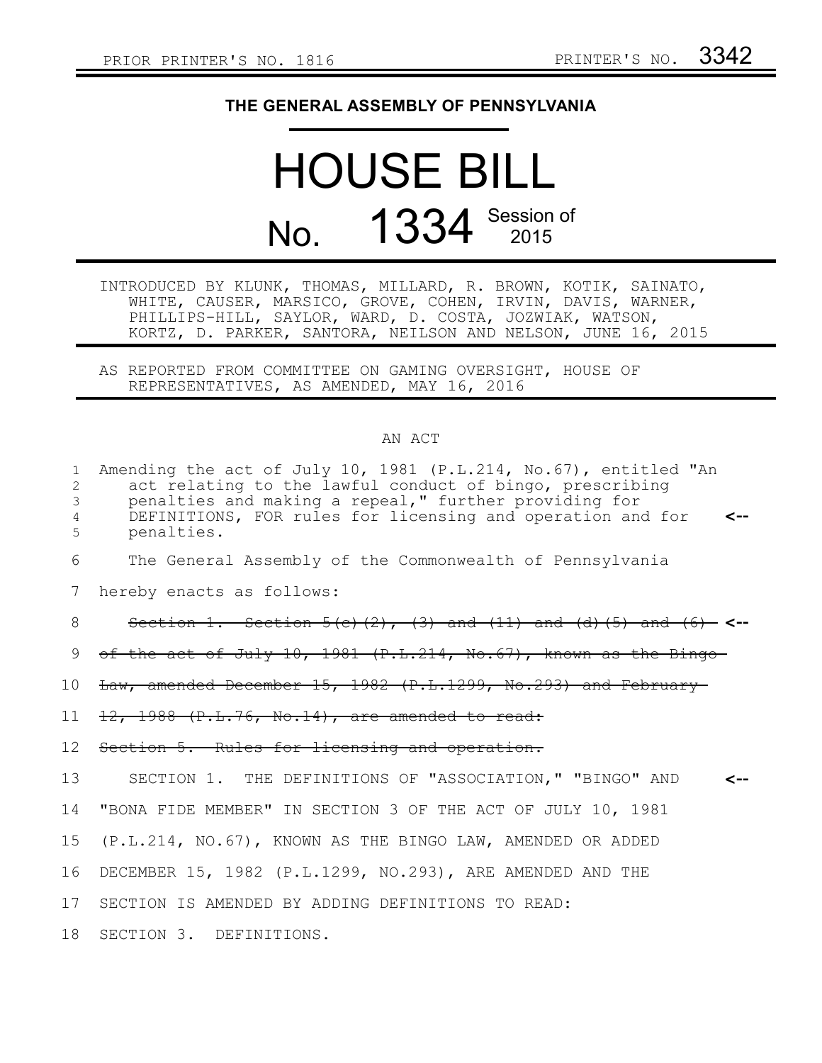PRIOR PRINTER'S NO. 1816 PRINTER'S NO. 3342

**THE GENERAL ASSEMBLY OF PENNSYLVANIA**

# HOUSE BILL

# No. 1334 Session of 2015

INTRODUCED BY KLUNK, THOMAS, MILLARD, R. BROWN, KOTIK, SAINATO, WHITE, CAUSER, MARSICO, GROVE, COHEN, IRVIN, DAVIS, WARNER, PHILLIPS-HILL, SAYLOR, WARD, D. COSTA, JOZWIAK, WATSON, KORTZ, D. PARKER, SANTORA, NEILSON AND NELSON, JUNE 16, 2015

AS REPORTED FROM COMMITTEE ON GAMING OVERSIGHT, HOUSE OF REPRESENTATIVES, AS AMENDED, MAY 16, 2016

AN ACT

1 Amending the act of July 10, 1981 (P.L.214, No.67), entitled "An
2 act relating to the lawful conduct of bingo, prescribing
3 penalties and making a repeal," further providing for
4 DEFINITIONS, FOR rules for licensing and operation and for <--
5 penalties.

6 The General Assembly of the Commonwealth of Pennsylvania
7 hereby enacts as follows:

8 ~~Section 1. Section 5(c)(2), (3) and (11) and (d)(5) and (6)~~ <--
9 ~~of the act of July 10, 1981 (P.L.214, No.67), known as the Bingo~~
10 ~~Law, amended December 15, 1982 (P.L.1299, No.293) and February~~
11 ~~12, 1988 (P.L.76, No.14), are amended to read:~~
12 ~~Section 5. Rules for licensing and operation.~~
13 SECTION 1. THE DEFINITIONS OF "ASSOCIATION," "BINGO" AND <--
14 "BONA FIDE MEMBER" IN SECTION 3 OF THE ACT OF JULY 10, 1981
15 (P.L.214, NO.67), KNOWN AS THE BINGO LAW, AMENDED OR ADDED
16 DECEMBER 15, 1982 (P.L.1299, NO.293), ARE AMENDED AND THE
17 SECTION IS AMENDED BY ADDING DEFINITIONS TO READ:
18 SECTION 3. DEFINITIONS.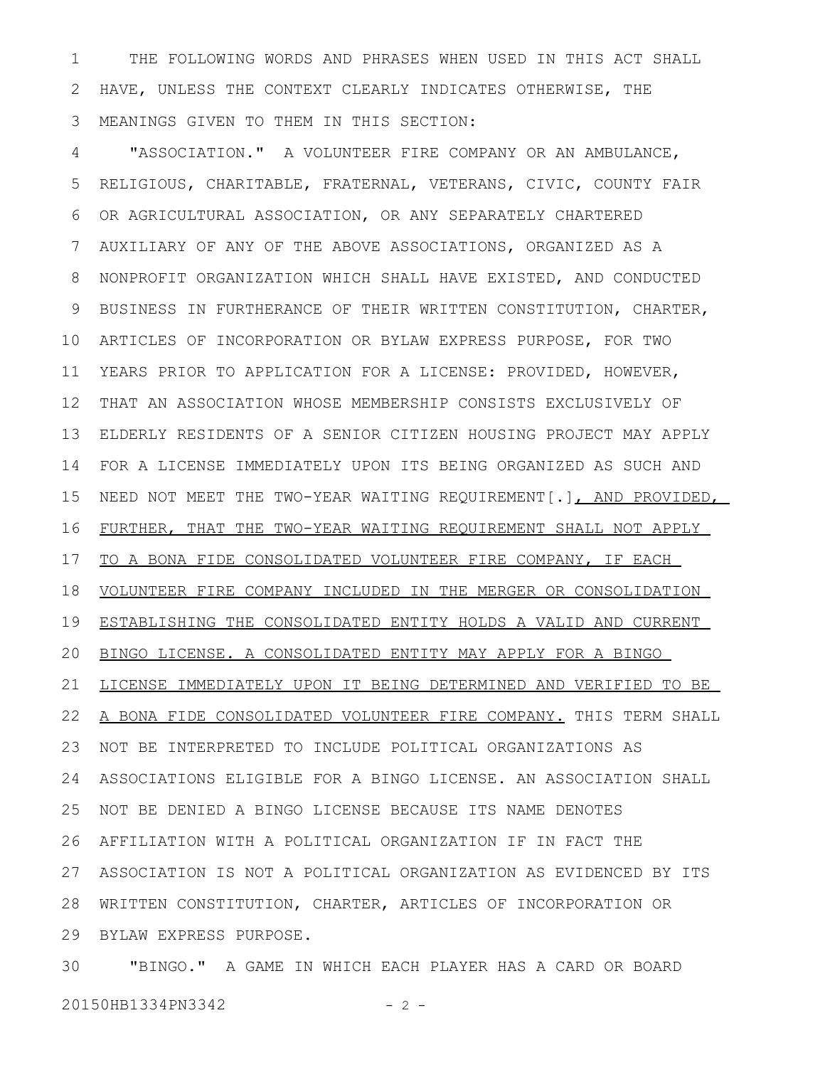THE FOLLOWING WORDS AND PHRASES WHEN USED IN THIS ACT SHALL HAVE, UNLESS THE CONTEXT CLEARLY INDICATES OTHERWISE, THE MEANINGS GIVEN TO THEM IN THIS SECTION:

"ASSOCIATION." A VOLUNTEER FIRE COMPANY OR AN AMBULANCE, RELIGIOUS, CHARITABLE, FRATERNAL, VETERANS, CIVIC, COUNTY FAIR OR AGRICULTURAL ASSOCIATION, OR ANY SEPARATELY CHARTERED AUXILIARY OF ANY OF THE ABOVE ASSOCIATIONS, ORGANIZED AS A NONPROFIT ORGANIZATION WHICH SHALL HAVE EXISTED, AND CONDUCTED BUSINESS IN FURTHERANCE OF THEIR WRITTEN CONSTITUTION, CHARTER, ARTICLES OF INCORPORATION OR BYLAW EXPRESS PURPOSE, FOR TWO YEARS PRIOR TO APPLICATION FOR A LICENSE: PROVIDED, HOWEVER, THAT AN ASSOCIATION WHOSE MEMBERSHIP CONSISTS EXCLUSIVELY OF ELDERLY RESIDENTS OF A SENIOR CITIZEN HOUSING PROJECT MAY APPLY FOR A LICENSE IMMEDIATELY UPON ITS BEING ORGANIZED AS SUCH AND NEED NOT MEET THE TWO-YEAR WAITING REQUIREMENT[.]<u>, AND PROVIDED, FURTHER, THAT THE TWO-YEAR WAITING REQUIREMENT SHALL NOT APPLY TO A BONA FIDE CONSOLIDATED VOLUNTEER FIRE COMPANY, IF EACH VOLUNTEER FIRE COMPANY INCLUDED IN THE MERGER OR CONSOLIDATION ESTABLISHING THE CONSOLIDATED ENTITY HOLDS A VALID AND CURRENT BINGO LICENSE. A CONSOLIDATED ENTITY MAY APPLY FOR A BINGO LICENSE IMMEDIATELY UPON IT BEING DETERMINED AND VERIFIED TO BE A BONA FIDE CONSOLIDATED VOLUNTEER FIRE COMPANY.</u> THIS TERM SHALL NOT BE INTERPRETED TO INCLUDE POLITICAL ORGANIZATIONS AS ASSOCIATIONS ELIGIBLE FOR A BINGO LICENSE. AN ASSOCIATION SHALL NOT BE DENIED A BINGO LICENSE BECAUSE ITS NAME DENOTES AFFILIATION WITH A POLITICAL ORGANIZATION IF IN FACT THE ASSOCIATION IS NOT A POLITICAL ORGANIZATION AS EVIDENCED BY ITS WRITTEN CONSTITUTION, CHARTER, ARTICLES OF INCORPORATION OR BYLAW EXPRESS PURPOSE.

"BINGO." A GAME IN WHICH EACH PLAYER HAS A CARD OR BOARD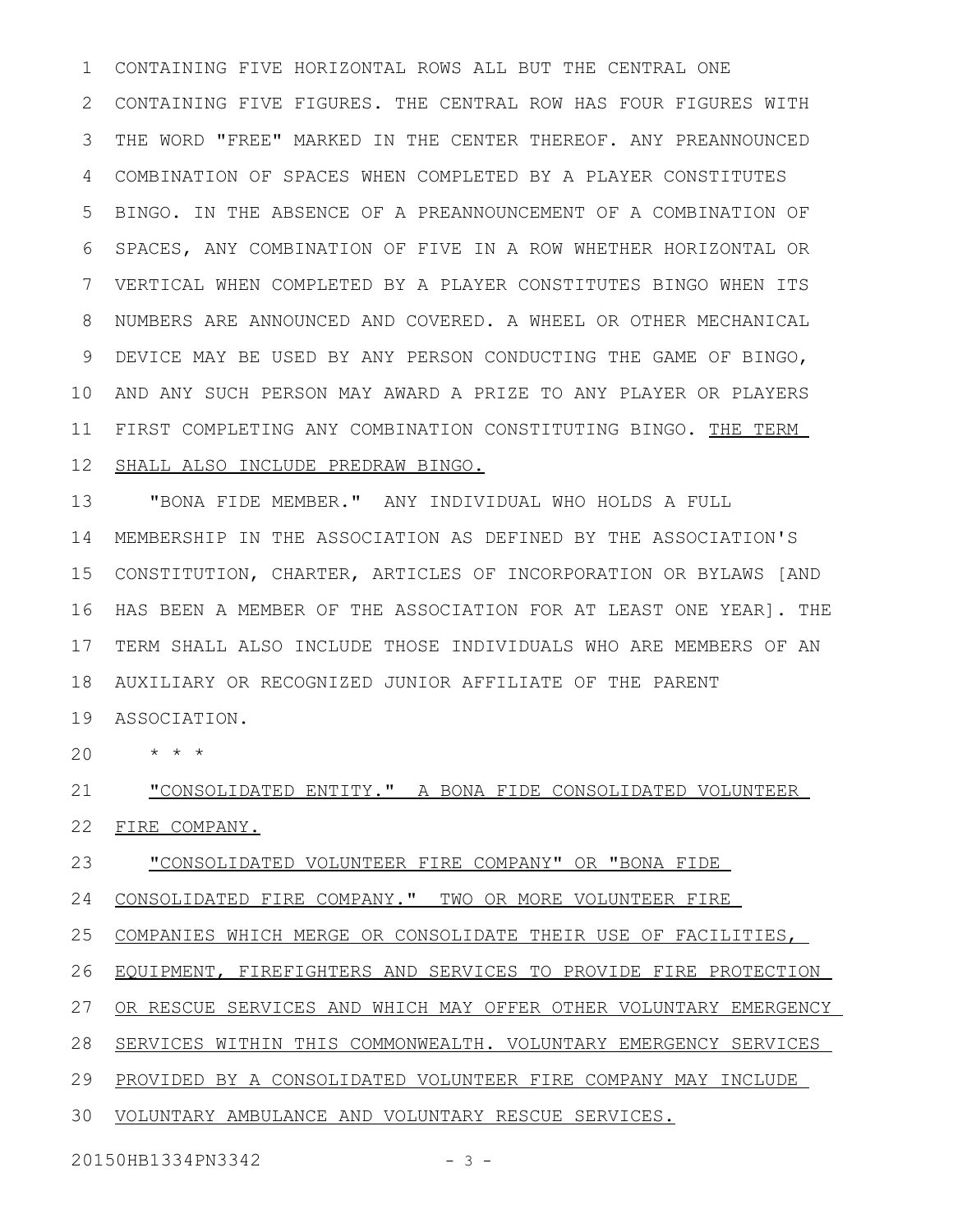CONTAINING FIVE HORIZONTAL ROWS ALL BUT THE CENTRAL ONE CONTAINING FIVE FIGURES. THE CENTRAL ROW HAS FOUR FIGURES WITH THE WORD "FREE" MARKED IN THE CENTER THEREOF. ANY PREANNOUNCED COMBINATION OF SPACES WHEN COMPLETED BY A PLAYER CONSTITUTES BINGO. IN THE ABSENCE OF A PREANNOUNCEMENT OF A COMBINATION OF SPACES, ANY COMBINATION OF FIVE IN A ROW WHETHER HORIZONTAL OR VERTICAL WHEN COMPLETED BY A PLAYER CONSTITUTES BINGO WHEN ITS NUMBERS ARE ANNOUNCED AND COVERED. A WHEEL OR OTHER MECHANICAL DEVICE MAY BE USED BY ANY PERSON CONDUCTING THE GAME OF BINGO, AND ANY SUCH PERSON MAY AWARD A PRIZE TO ANY PLAYER OR PLAYERS FIRST COMPLETING ANY COMBINATION CONSTITUTING BINGO. <u>THE TERM SHALL ALSO INCLUDE PREDRAW BINGO.</u>

"BONA FIDE MEMBER." ANY INDIVIDUAL WHO HOLDS A FULL MEMBERSHIP IN THE ASSOCIATION AS DEFINED BY THE ASSOCIATION'S CONSTITUTION, CHARTER, ARTICLES OF INCORPORATION OR BYLAWS [AND HAS BEEN A MEMBER OF THE ASSOCIATION FOR AT LEAST ONE YEAR]. THE TERM SHALL ALSO INCLUDE THOSE INDIVIDUALS WHO ARE MEMBERS OF AN AUXILIARY OR RECOGNIZED JUNIOR AFFILIATE OF THE PARENT ASSOCIATION.

* * *

<u>"CONSOLIDATED ENTITY." A BONA FIDE CONSOLIDATED VOLUNTEER FIRE COMPANY.</u>

<u>"CONSOLIDATED VOLUNTEER FIRE COMPANY" OR "BONA FIDE CONSOLIDATED FIRE COMPANY." TWO OR MORE VOLUNTEER FIRE COMPANIES WHICH MERGE OR CONSOLIDATE THEIR USE OF FACILITIES, EQUIPMENT, FIREFIGHTERS AND SERVICES TO PROVIDE FIRE PROTECTION OR RESCUE SERVICES AND WHICH MAY OFFER OTHER VOLUNTARY EMERGENCY SERVICES WITHIN THIS COMMONWEALTH. VOLUNTARY EMERGENCY SERVICES PROVIDED BY A CONSOLIDATED VOLUNTEER FIRE COMPANY MAY INCLUDE VOLUNTARY AMBULANCE AND VOLUNTARY RESCUE SERVICES.</u>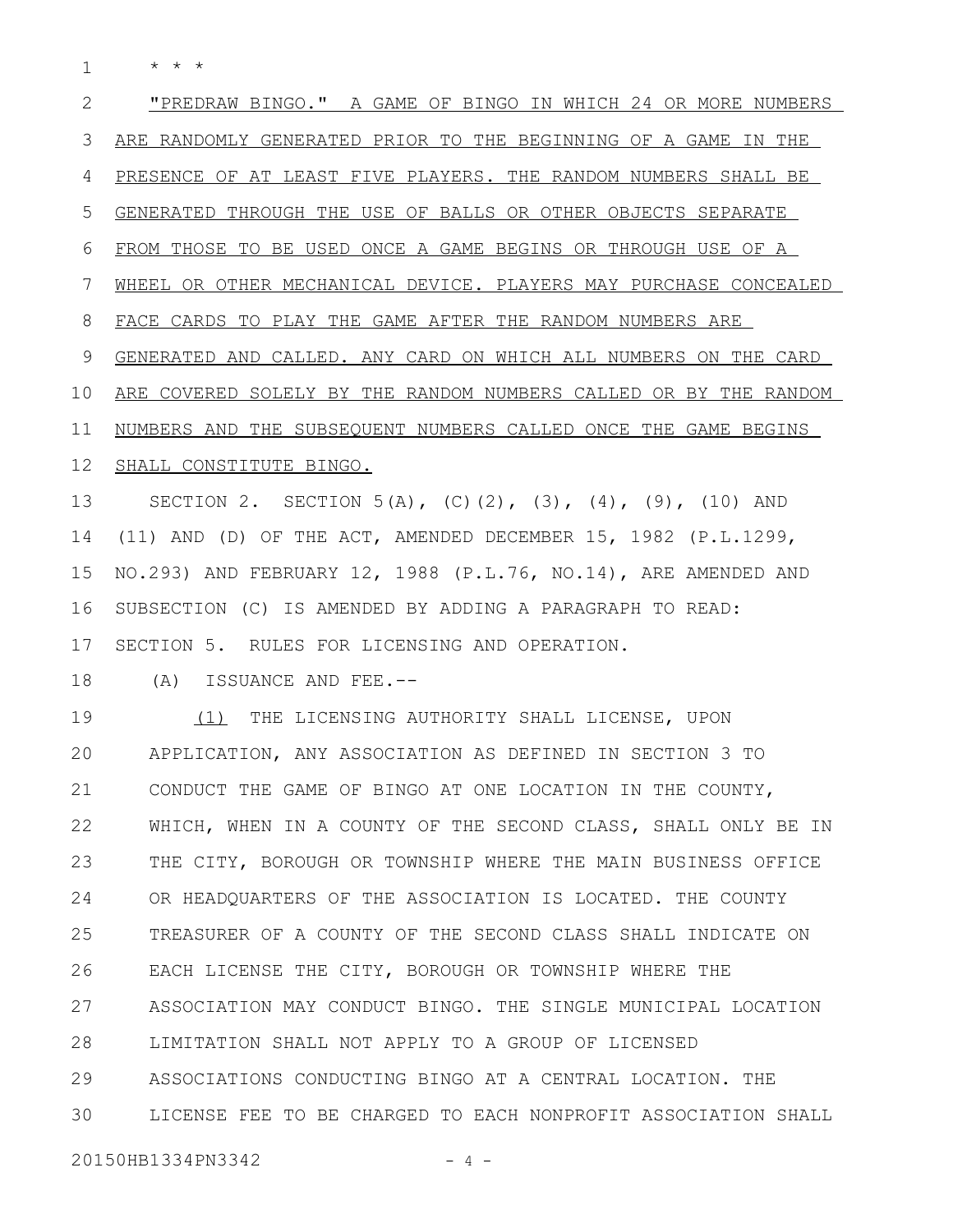\* \* \*

<u>"PREDRAW BINGO." A GAME OF BINGO IN WHICH 24 OR MORE NUMBERS ARE RANDOMLY GENERATED PRIOR TO THE BEGINNING OF A GAME IN THE PRESENCE OF AT LEAST FIVE PLAYERS. THE RANDOM NUMBERS SHALL BE GENERATED THROUGH THE USE OF BALLS OR OTHER OBJECTS SEPARATE FROM THOSE TO BE USED ONCE A GAME BEGINS OR THROUGH USE OF A WHEEL OR OTHER MECHANICAL DEVICE. PLAYERS MAY PURCHASE CONCEALED FACE CARDS TO PLAY THE GAME AFTER THE RANDOM NUMBERS ARE GENERATED AND CALLED. ANY CARD ON WHICH ALL NUMBERS ON THE CARD ARE COVERED SOLELY BY THE RANDOM NUMBERS CALLED OR BY THE RANDOM NUMBERS AND THE SUBSEQUENT NUMBERS CALLED ONCE THE GAME BEGINS SHALL CONSTITUTE BINGO.</u>

SECTION 2. SECTION 5(A), (C)(2), (3), (4), (9), (10) AND (11) AND (D) OF THE ACT, AMENDED DECEMBER 15, 1982 (P.L.1299, NO.293) AND FEBRUARY 12, 1988 (P.L.76, NO.14), ARE AMENDED AND SUBSECTION (C) IS AMENDED BY ADDING A PARAGRAPH TO READ:

SECTION 5. RULES FOR LICENSING AND OPERATION.

(A) ISSUANCE AND FEE.--

<u>(1)</u> THE LICENSING AUTHORITY SHALL LICENSE, UPON APPLICATION, ANY ASSOCIATION AS DEFINED IN SECTION 3 TO CONDUCT THE GAME OF BINGO AT ONE LOCATION IN THE COUNTY, WHICH, WHEN IN A COUNTY OF THE SECOND CLASS, SHALL ONLY BE IN THE CITY, BOROUGH OR TOWNSHIP WHERE THE MAIN BUSINESS OFFICE OR HEADQUARTERS OF THE ASSOCIATION IS LOCATED. THE COUNTY TREASURER OF A COUNTY OF THE SECOND CLASS SHALL INDICATE ON EACH LICENSE THE CITY, BOROUGH OR TOWNSHIP WHERE THE ASSOCIATION MAY CONDUCT BINGO. THE SINGLE MUNICIPAL LOCATION LIMITATION SHALL NOT APPLY TO A GROUP OF LICENSED ASSOCIATIONS CONDUCTING BINGO AT A CENTRAL LOCATION. THE LICENSE FEE TO BE CHARGED TO EACH NONPROFIT ASSOCIATION SHALL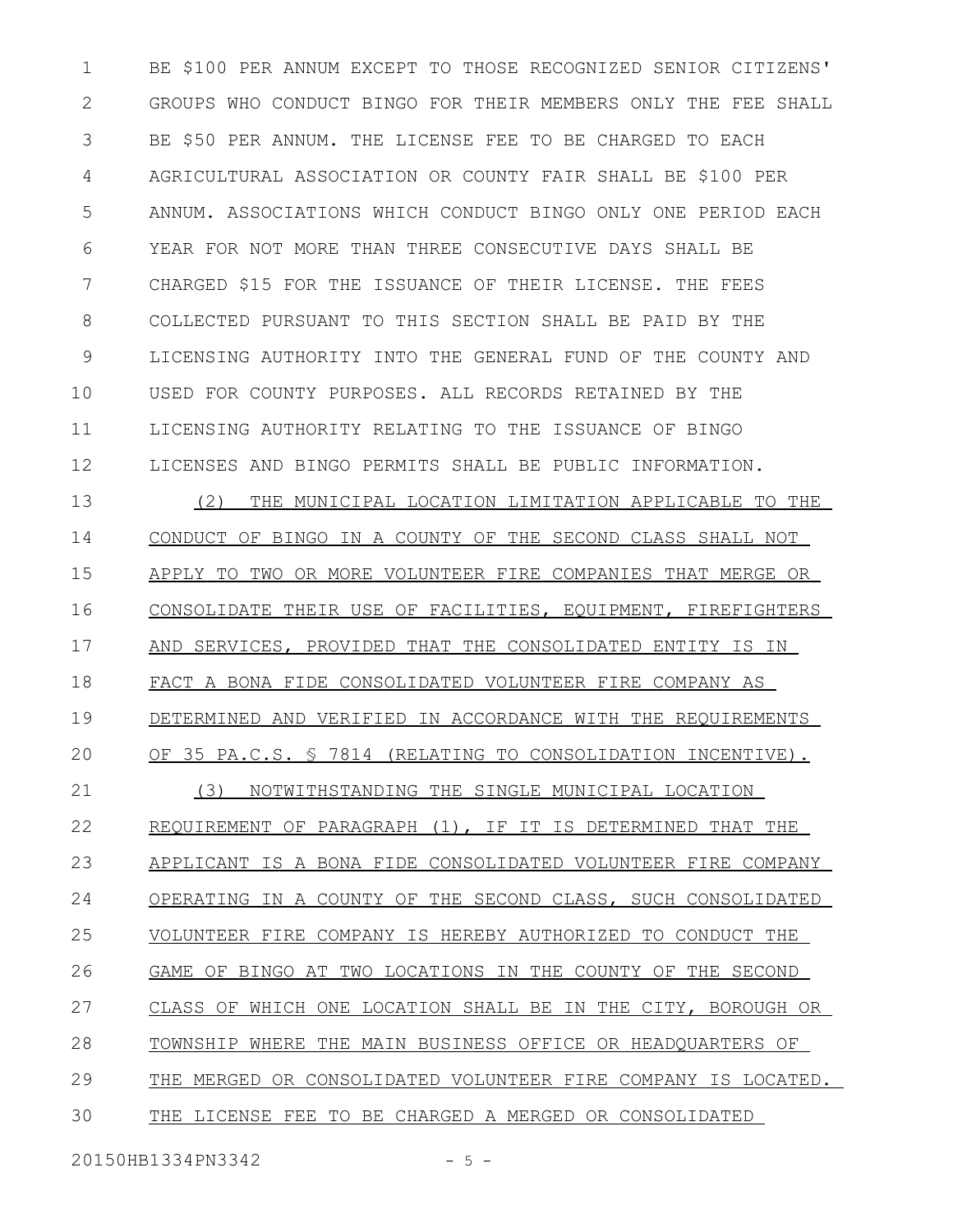BE $100 PER ANNUM EXCEPT TO THOSE RECOGNIZED SENIOR CITIZENS' GROUPS WHO CONDUCT BINGO FOR THEIR MEMBERS ONLY THE FEE SHALL BE $50 PER ANNUM. THE LICENSE FEE TO BE CHARGED TO EACH AGRICULTURAL ASSOCIATION OR COUNTY FAIR SHALL BE $100 PER ANNUM. ASSOCIATIONS WHICH CONDUCT BINGO ONLY ONE PERIOD EACH YEAR FOR NOT MORE THAN THREE CONSECUTIVE DAYS SHALL BE CHARGED $15 FOR THE ISSUANCE OF THEIR LICENSE. THE FEES COLLECTED PURSUANT TO THIS SECTION SHALL BE PAID BY THE LICENSING AUTHORITY INTO THE GENERAL FUND OF THE COUNTY AND USED FOR COUNTY PURPOSES. ALL RECORDS RETAINED BY THE LICENSING AUTHORITY RELATING TO THE ISSUANCE OF BINGO LICENSES AND BINGO PERMITS SHALL BE PUBLIC INFORMATION.

(2) THE MUNICIPAL LOCATION LIMITATION APPLICABLE TO THE CONDUCT OF BINGO IN A COUNTY OF THE SECOND CLASS SHALL NOT APPLY TO TWO OR MORE VOLUNTEER FIRE COMPANIES THAT MERGE OR CONSOLIDATE THEIR USE OF FACILITIES, EQUIPMENT, FIREFIGHTERS AND SERVICES, PROVIDED THAT THE CONSOLIDATED ENTITY IS IN FACT A BONA FIDE CONSOLIDATED VOLUNTEER FIRE COMPANY AS DETERMINED AND VERIFIED IN ACCORDANCE WITH THE REQUIREMENTS OF 35 PA.C.S. § 7814 (RELATING TO CONSOLIDATION INCENTIVE).

(3) NOTWITHSTANDING THE SINGLE MUNICIPAL LOCATION REQUIREMENT OF PARAGRAPH (1), IF IT IS DETERMINED THAT THE APPLICANT IS A BONA FIDE CONSOLIDATED VOLUNTEER FIRE COMPANY OPERATING IN A COUNTY OF THE SECOND CLASS, SUCH CONSOLIDATED VOLUNTEER FIRE COMPANY IS HEREBY AUTHORIZED TO CONDUCT THE GAME OF BINGO AT TWO LOCATIONS IN THE COUNTY OF THE SECOND CLASS OF WHICH ONE LOCATION SHALL BE IN THE CITY, BOROUGH OR TOWNSHIP WHERE THE MAIN BUSINESS OFFICE OR HEADQUARTERS OF THE MERGED OR CONSOLIDATED VOLUNTEER FIRE COMPANY IS LOCATED. THE LICENSE FEE TO BE CHARGED A MERGED OR CONSOLIDATED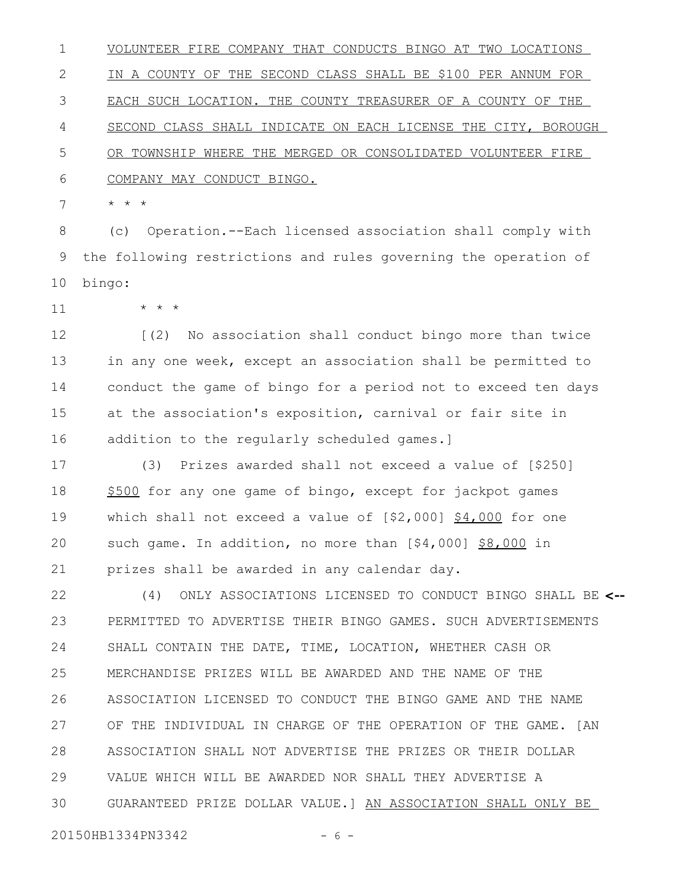VOLUNTEER FIRE COMPANY THAT CONDUCTS BINGO AT TWO LOCATIONS IN A COUNTY OF THE SECOND CLASS SHALL BE $100 PER ANNUM FOR EACH SUCH LOCATION. THE COUNTY TREASURER OF A COUNTY OF THE SECOND CLASS SHALL INDICATE ON EACH LICENSE THE CITY, BOROUGH OR TOWNSHIP WHERE THE MERGED OR CONSOLIDATED VOLUNTEER FIRE COMPANY MAY CONDUCT BINGO.

* * *

(c) Operation.--Each licensed association shall comply with the following restrictions and rules governing the operation of bingo:

* * *

[(2) No association shall conduct bingo more than twice in any one week, except an association shall be permitted to conduct the game of bingo for a period not to exceed ten days at the association's exposition, carnival or fair site in addition to the regularly scheduled games.]

(3) Prizes awarded shall not exceed a value of [$250] $500 for any one game of bingo, except for jackpot games which shall not exceed a value of [$2,000] $4,000 for one such game. In addition, no more than [$4,000] $8,000 in prizes shall be awarded in any calendar day.

(4) ONLY ASSOCIATIONS LICENSED TO CONDUCT BINGO SHALL BE PERMITTED TO ADVERTISE THEIR BINGO GAMES. SUCH ADVERTISEMENTS SHALL CONTAIN THE DATE, TIME, LOCATION, WHETHER CASH OR MERCHANDISE PRIZES WILL BE AWARDED AND THE NAME OF THE ASSOCIATION LICENSED TO CONDUCT THE BINGO GAME AND THE NAME OF THE INDIVIDUAL IN CHARGE OF THE OPERATION OF THE GAME. [AN ASSOCIATION SHALL NOT ADVERTISE THE PRIZES OR THEIR DOLLAR VALUE WHICH WILL BE AWARDED NOR SHALL THEY ADVERTISE A GUARANTEED PRIZE DOLLAR VALUE.] AN ASSOCIATION SHALL ONLY BE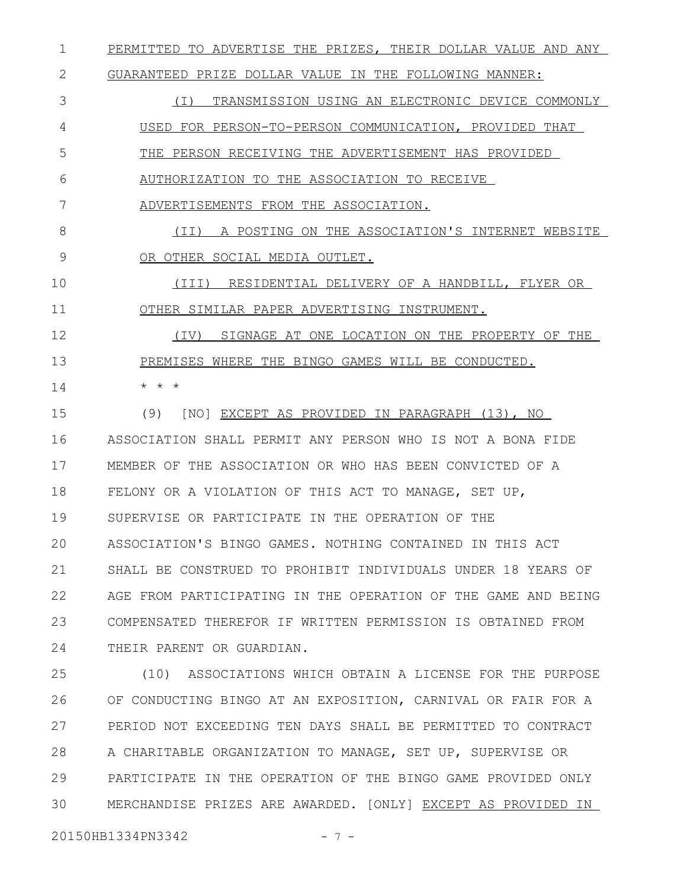PERMITTED TO ADVERTISE THE PRIZES, THEIR DOLLAR VALUE AND ANY GUARANTEED PRIZE DOLLAR VALUE IN THE FOLLOWING MANNER:

(I) TRANSMISSION USING AN ELECTRONIC DEVICE COMMONLY USED FOR PERSON-TO-PERSON COMMUNICATION, PROVIDED THAT THE PERSON RECEIVING THE ADVERTISEMENT HAS PROVIDED AUTHORIZATION TO THE ASSOCIATION TO RECEIVE ADVERTISEMENTS FROM THE ASSOCIATION.

(II) A POSTING ON THE ASSOCIATION'S INTERNET WEBSITE OR OTHER SOCIAL MEDIA OUTLET.

(III) RESIDENTIAL DELIVERY OF A HANDBILL, FLYER OR OTHER SIMILAR PAPER ADVERTISING INSTRUMENT.

(IV) SIGNAGE AT ONE LOCATION ON THE PROPERTY OF THE PREMISES WHERE THE BINGO GAMES WILL BE CONDUCTED.

\* \* \*

(9) [NO] EXCEPT AS PROVIDED IN PARAGRAPH (13), NO ASSOCIATION SHALL PERMIT ANY PERSON WHO IS NOT A BONA FIDE MEMBER OF THE ASSOCIATION OR WHO HAS BEEN CONVICTED OF A FELONY OR A VIOLATION OF THIS ACT TO MANAGE, SET UP, SUPERVISE OR PARTICIPATE IN THE OPERATION OF THE ASSOCIATION'S BINGO GAMES. NOTHING CONTAINED IN THIS ACT SHALL BE CONSTRUED TO PROHIBIT INDIVIDUALS UNDER 18 YEARS OF AGE FROM PARTICIPATING IN THE OPERATION OF THE GAME AND BEING COMPENSATED THEREFOR IF WRITTEN PERMISSION IS OBTAINED FROM THEIR PARENT OR GUARDIAN.

(10) ASSOCIATIONS WHICH OBTAIN A LICENSE FOR THE PURPOSE OF CONDUCTING BINGO AT AN EXPOSITION, CARNIVAL OR FAIR FOR A PERIOD NOT EXCEEDING TEN DAYS SHALL BE PERMITTED TO CONTRACT A CHARITABLE ORGANIZATION TO MANAGE, SET UP, SUPERVISE OR PARTICIPATE IN THE OPERATION OF THE BINGO GAME PROVIDED ONLY MERCHANDISE PRIZES ARE AWARDED. [ONLY] EXCEPT AS PROVIDED IN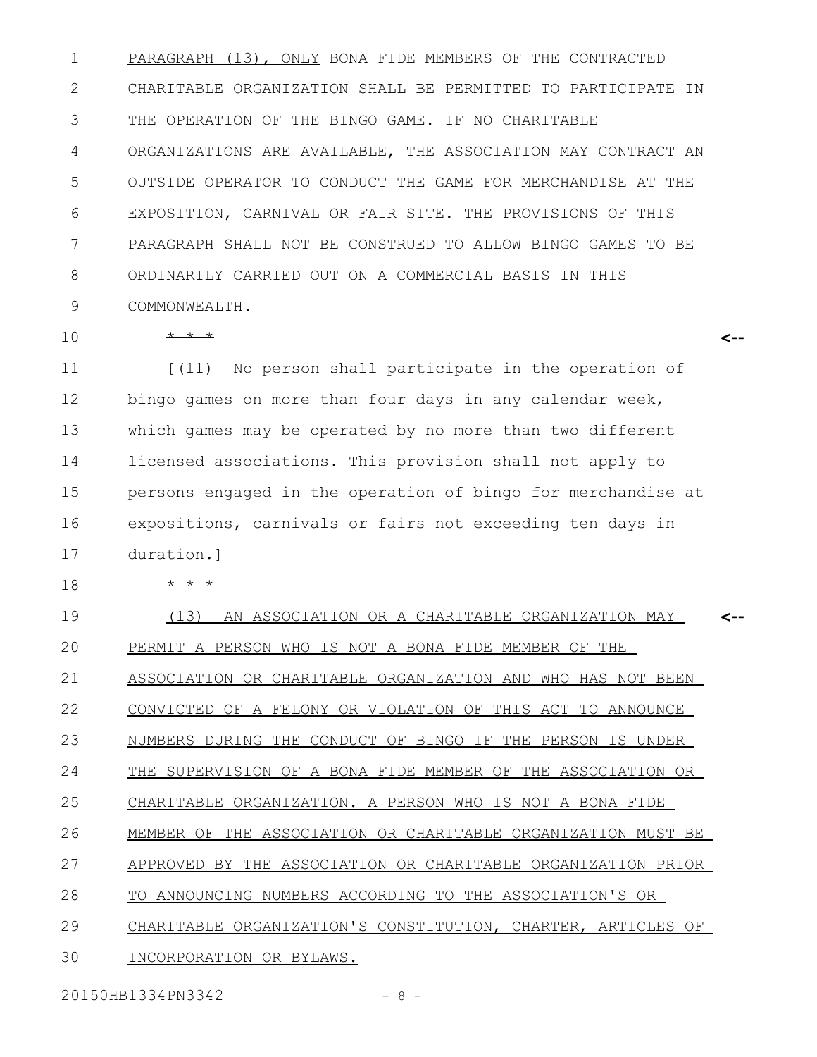PARAGRAPH (13), ONLY BONA FIDE MEMBERS OF THE CONTRACTED CHARITABLE ORGANIZATION SHALL BE PERMITTED TO PARTICIPATE IN THE OPERATION OF THE BINGO GAME. IF NO CHARITABLE ORGANIZATIONS ARE AVAILABLE, THE ASSOCIATION MAY CONTRACT AN OUTSIDE OPERATOR TO CONDUCT THE GAME FOR MERCHANDISE AT THE EXPOSITION, CARNIVAL OR FAIR SITE. THE PROVISIONS OF THIS PARAGRAPH SHALL NOT BE CONSTRUED TO ALLOW BINGO GAMES TO BE ORDINARILY CARRIED OUT ON A COMMERCIAL BASIS IN THIS COMMONWEALTH.

~~* * *~~ <--

[(11) No person shall participate in the operation of bingo games on more than four days in any calendar week, which games may be operated by no more than two different licensed associations. This provision shall not apply to persons engaged in the operation of bingo for merchandise at expositions, carnivals or fairs not exceeding ten days in duration.]

\* \* \*

(13) AN ASSOCIATION OR A CHARITABLE ORGANIZATION MAY PERMIT A PERSON WHO IS NOT A BONA FIDE MEMBER OF THE ASSOCIATION OR CHARITABLE ORGANIZATION AND WHO HAS NOT BEEN CONVICTED OF A FELONY OR VIOLATION OF THIS ACT TO ANNOUNCE NUMBERS DURING THE CONDUCT OF BINGO IF THE PERSON IS UNDER THE SUPERVISION OF A BONA FIDE MEMBER OF THE ASSOCIATION OR CHARITABLE ORGANIZATION. A PERSON WHO IS NOT A BONA FIDE MEMBER OF THE ASSOCIATION OR CHARITABLE ORGANIZATION MUST BE APPROVED BY THE ASSOCIATION OR CHARITABLE ORGANIZATION PRIOR TO ANNOUNCING NUMBERS ACCORDING TO THE ASSOCIATION'S OR CHARITABLE ORGANIZATION'S CONSTITUTION, CHARTER, ARTICLES OF INCORPORATION OR BYLAWS. <--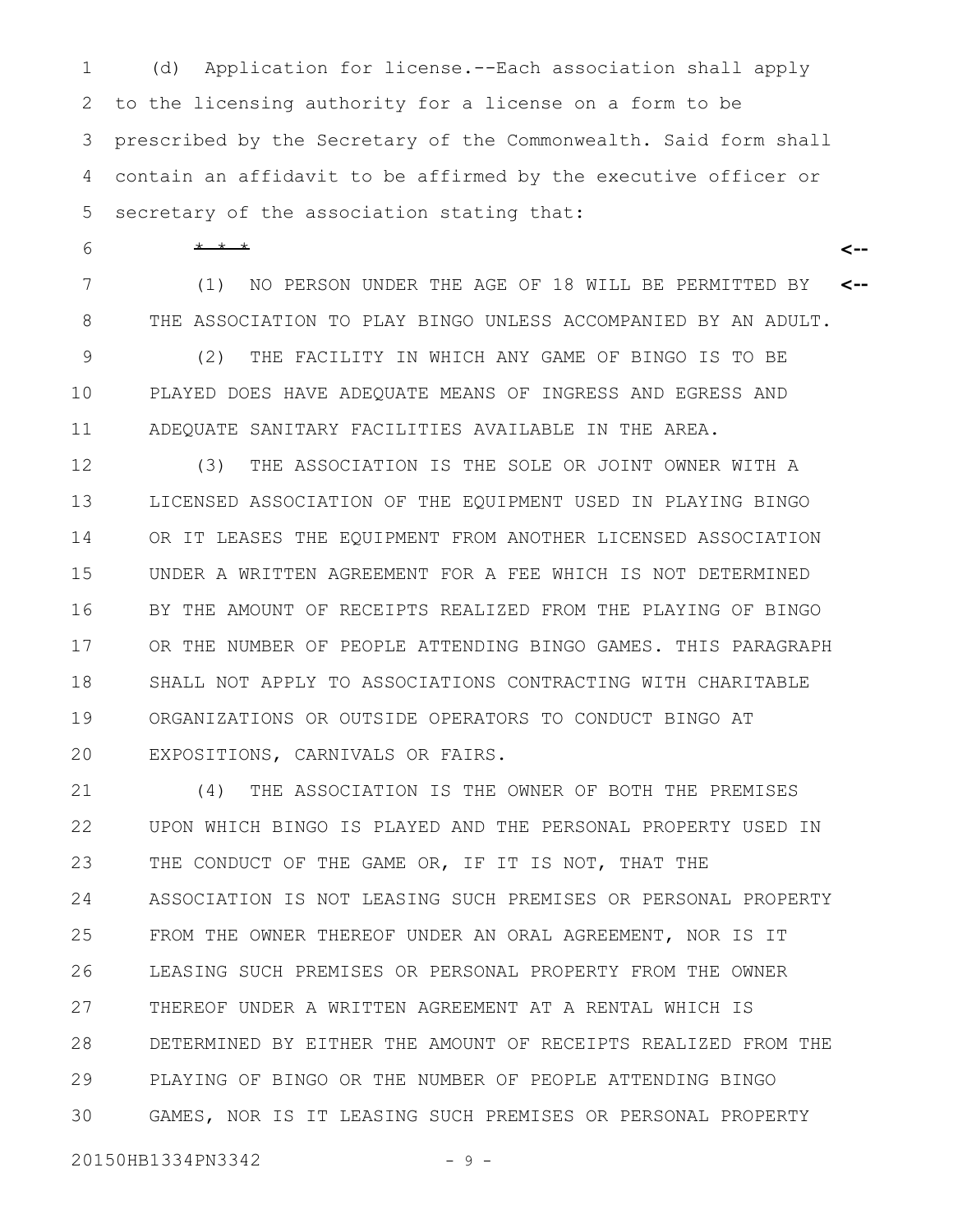(d) Application for license.--Each association shall apply to the licensing authority for a license on a form to be prescribed by the Secretary of the Commonwealth. Said form shall contain an affidavit to be affirmed by the executive officer or secretary of the association stating that:

* * *

(1) NO PERSON UNDER THE AGE OF 18 WILL BE PERMITTED BY THE ASSOCIATION TO PLAY BINGO UNLESS ACCOMPANIED BY AN ADULT.

(2) THE FACILITY IN WHICH ANY GAME OF BINGO IS TO BE PLAYED DOES HAVE ADEQUATE MEANS OF INGRESS AND EGRESS AND ADEQUATE SANITARY FACILITIES AVAILABLE IN THE AREA.

(3) THE ASSOCIATION IS THE SOLE OR JOINT OWNER WITH A LICENSED ASSOCIATION OF THE EQUIPMENT USED IN PLAYING BINGO OR IT LEASES THE EQUIPMENT FROM ANOTHER LICENSED ASSOCIATION UNDER A WRITTEN AGREEMENT FOR A FEE WHICH IS NOT DETERMINED BY THE AMOUNT OF RECEIPTS REALIZED FROM THE PLAYING OF BINGO OR THE NUMBER OF PEOPLE ATTENDING BINGO GAMES. THIS PARAGRAPH SHALL NOT APPLY TO ASSOCIATIONS CONTRACTING WITH CHARITABLE ORGANIZATIONS OR OUTSIDE OPERATORS TO CONDUCT BINGO AT EXPOSITIONS, CARNIVALS OR FAIRS.

(4) THE ASSOCIATION IS THE OWNER OF BOTH THE PREMISES UPON WHICH BINGO IS PLAYED AND THE PERSONAL PROPERTY USED IN THE CONDUCT OF THE GAME OR, IF IT IS NOT, THAT THE ASSOCIATION IS NOT LEASING SUCH PREMISES OR PERSONAL PROPERTY FROM THE OWNER THEREOF UNDER AN ORAL AGREEMENT, NOR IS IT LEASING SUCH PREMISES OR PERSONAL PROPERTY FROM THE OWNER THEREOF UNDER A WRITTEN AGREEMENT AT A RENTAL WHICH IS DETERMINED BY EITHER THE AMOUNT OF RECEIPTS REALIZED FROM THE PLAYING OF BINGO OR THE NUMBER OF PEOPLE ATTENDING BINGO GAMES, NOR IS IT LEASING SUCH PREMISES OR PERSONAL PROPERTY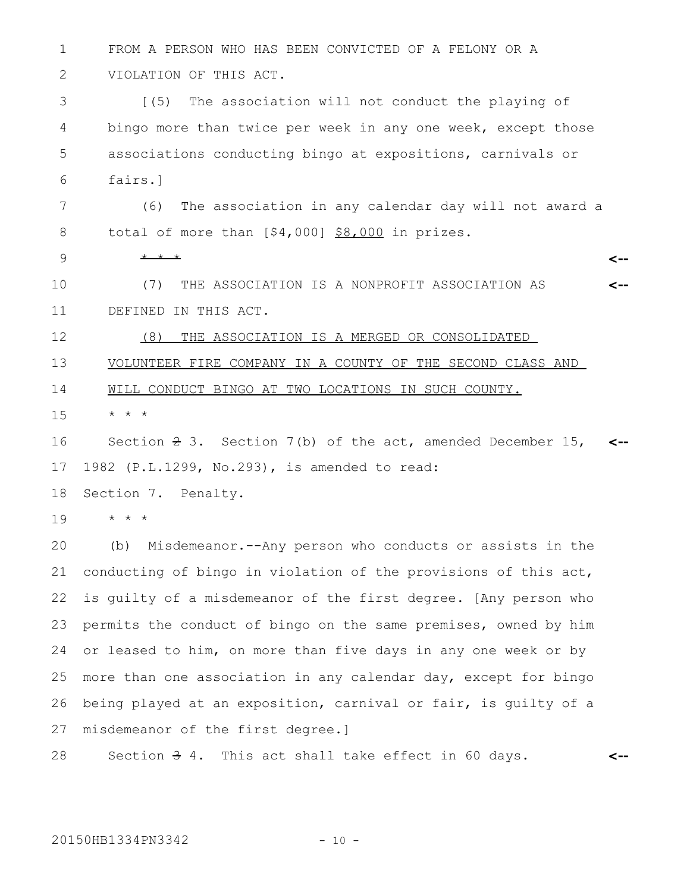FROM A PERSON WHO HAS BEEN CONVICTED OF A FELONY OR A VIOLATION OF THIS ACT.

[(5) The association will not conduct the playing of bingo more than twice per week in any one week, except those associations conducting bingo at expositions, carnivals or fairs.]

(6) The association in any calendar day will not award a total of more than [$4,000] <u>$8,000</u> in prizes.

~~* * *~~ <--

(7) THE ASSOCIATION IS A NONPROFIT ASSOCIATION AS DEFINED IN THIS ACT. <--

<u>(8) THE ASSOCIATION IS A MERGED OR CONSOLIDATED VOLUNTEER FIRE COMPANY IN A COUNTY OF THE SECOND CLASS AND WILL CONDUCT BINGO AT TWO LOCATIONS IN SUCH COUNTY.</u>

* * *

Section ~~2~~ 3. Section 7(b) of the act, amended December 15, 1982 (P.L.1299, No.293), is amended to read: <--

Section 7. Penalty.

* * *

(b) Misdemeanor.--Any person who conducts or assists in the conducting of bingo in violation of the provisions of this act, is guilty of a misdemeanor of the first degree. [Any person who permits the conduct of bingo on the same premises, owned by him or leased to him, on more than five days in any one week or by more than one association in any calendar day, except for bingo being played at an exposition, carnival or fair, is guilty of a misdemeanor of the first degree.]

Section ~~3~~ 4. This act shall take effect in 60 days. <--